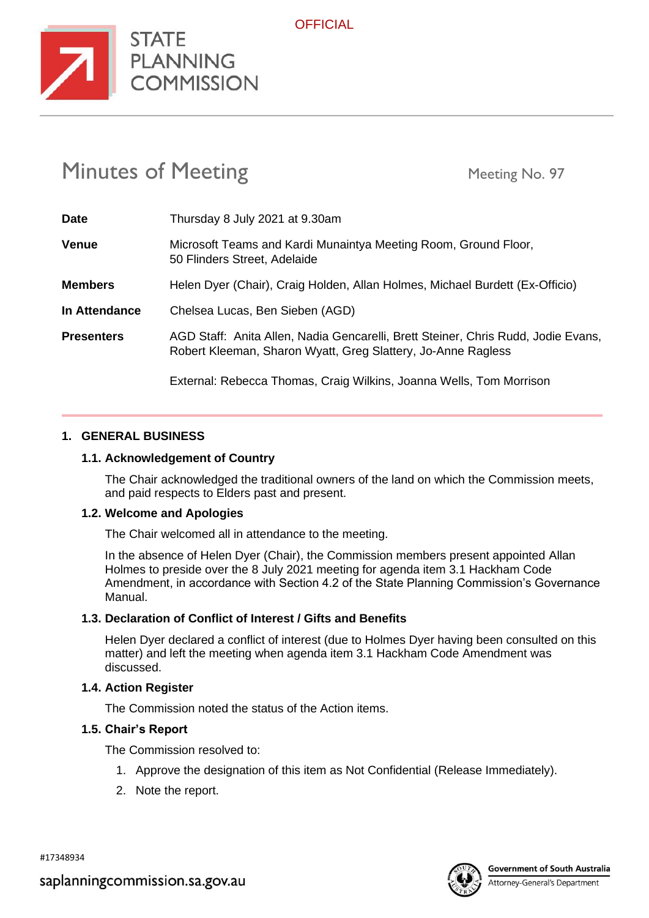OFFICIAL

STATE PLANNING COMMISSION

# Minutes of Meeting

Meeting No. 97

| | |
|---|---|
| **Date** | Thursday 8 July 2021 at 9.30am |
| **Venue** | Microsoft Teams and Kardi Munaintya Meeting Room, Ground Floor, 50 Flinders Street, Adelaide |
| **Members** | Helen Dyer (Chair), Craig Holden, Allan Holmes, Michael Burdett (Ex-Officio) |
| **In Attendance** | Chelsea Lucas, Ben Sieben (AGD) |
| **Presenters** | AGD Staff: Anita Allen, Nadia Gencarelli, Brett Steiner, Chris Rudd, Jodie Evans, Robert Kleeman, Sharon Wyatt, Greg Slattery, Jo-Anne Ragless<br><br>External: Rebecca Thomas, Craig Wilkins, Joanna Wells, Tom Morrison |

## 1. GENERAL BUSINESS

### 1.1. Acknowledgement of Country

The Chair acknowledged the traditional owners of the land on which the Commission meets, and paid respects to Elders past and present.

### 1.2. Welcome and Apologies

The Chair welcomed all in attendance to the meeting.

In the absence of Helen Dyer (Chair), the Commission members present appointed Allan Holmes to preside over the 8 July 2021 meeting for agenda item 3.1 Hackham Code Amendment, in accordance with Section 4.2 of the State Planning Commission's Governance Manual.

### 1.3. Declaration of Conflict of Interest / Gifts and Benefits

Helen Dyer declared a conflict of interest (due to Holmes Dyer having been consulted on this matter) and left the meeting when agenda item 3.1 Hackham Code Amendment was discussed.

### 1.4. Action Register

The Commission noted the status of the Action items.

### 1.5. Chair's Report

The Commission resolved to:

1. Approve the designation of this item as Not Confidential (Release Immediately).
2. Note the report.

#17348934

saplanningcommission.sa.gov.au

Government of South Australia
Attorney-General's Department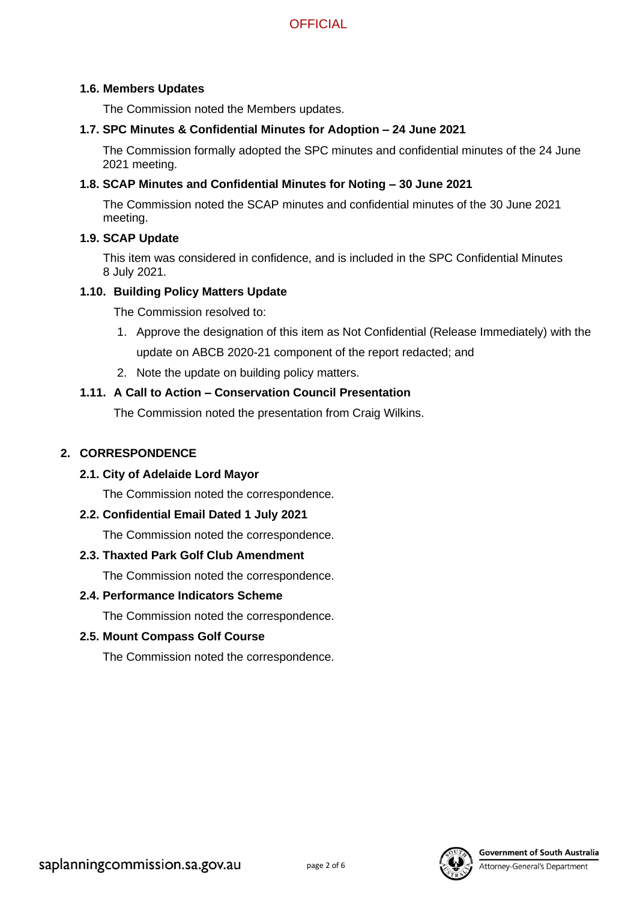### 1.6. Members Updates

The Commission noted the Members updates.

### 1.7. SPC Minutes & Confidential Minutes for Adoption – 24 June 2021

The Commission formally adopted the SPC minutes and confidential minutes of the 24 June 2021 meeting.

### 1.8. SCAP Minutes and Confidential Minutes for Noting – 30 June 2021

The Commission noted the SCAP minutes and confidential minutes of the 30 June 2021 meeting.

### 1.9. SCAP Update

This item was considered in confidence, and is included in the SPC Confidential Minutes 8 July 2021.

### 1.10. Building Policy Matters Update

The Commission resolved to:

1. Approve the designation of this item as Not Confidential (Release Immediately) with the update on ABCB 2020-21 component of the report redacted; and
2. Note the update on building policy matters.

### 1.11. A Call to Action – Conservation Council Presentation

The Commission noted the presentation from Craig Wilkins.

## 2. CORRESPONDENCE

### 2.1. City of Adelaide Lord Mayor

The Commission noted the correspondence.

### 2.2. Confidential Email Dated 1 July 2021

The Commission noted the correspondence.

### 2.3. Thaxted Park Golf Club Amendment

The Commission noted the correspondence.

### 2.4. Performance Indicators Scheme

The Commission noted the correspondence.

### 2.5. Mount Compass Golf Course

The Commission noted the correspondence.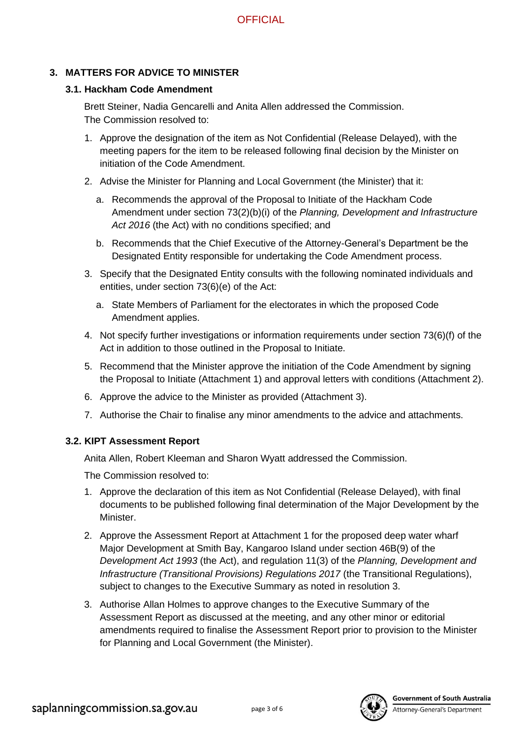## 3. MATTERS FOR ADVICE TO MINISTER

### 3.1. Hackham Code Amendment

Brett Steiner, Nadia Gencarelli and Anita Allen addressed the Commission.
The Commission resolved to:

1. Approve the designation of the item as Not Confidential (Release Delayed), with the meeting papers for the item to be released following final decision by the Minister on initiation of the Code Amendment.
2. Advise the Minister for Planning and Local Government (the Minister) that it:
   a. Recommends the approval of the Proposal to Initiate of the Hackham Code Amendment under section 73(2)(b)(i) of the *Planning, Development and Infrastructure Act 2016* (the Act) with no conditions specified; and
   b. Recommends that the Chief Executive of the Attorney-General's Department be the Designated Entity responsible for undertaking the Code Amendment process.
3. Specify that the Designated Entity consults with the following nominated individuals and entities, under section 73(6)(e) of the Act:
   a. State Members of Parliament for the electorates in which the proposed Code Amendment applies.
4. Not specify further investigations or information requirements under section 73(6)(f) of the Act in addition to those outlined in the Proposal to Initiate.
5. Recommend that the Minister approve the initiation of the Code Amendment by signing the Proposal to Initiate (Attachment 1) and approval letters with conditions (Attachment 2).
6. Approve the advice to the Minister as provided (Attachment 3).
7. Authorise the Chair to finalise any minor amendments to the advice and attachments.

### 3.2. KIPT Assessment Report

Anita Allen, Robert Kleeman and Sharon Wyatt addressed the Commission.

The Commission resolved to:

1. Approve the declaration of this item as Not Confidential (Release Delayed), with final documents to be published following final determination of the Major Development by the Minister.
2. Approve the Assessment Report at Attachment 1 for the proposed deep water wharf Major Development at Smith Bay, Kangaroo Island under section 46B(9) of the *Development Act 1993* (the Act), and regulation 11(3) of the *Planning, Development and Infrastructure (Transitional Provisions) Regulations 2017* (the Transitional Regulations), subject to changes to the Executive Summary as noted in resolution 3.
3. Authorise Allan Holmes to approve changes to the Executive Summary of the Assessment Report as discussed at the meeting, and any other minor or editorial amendments required to finalise the Assessment Report prior to provision to the Minister for Planning and Local Government (the Minister).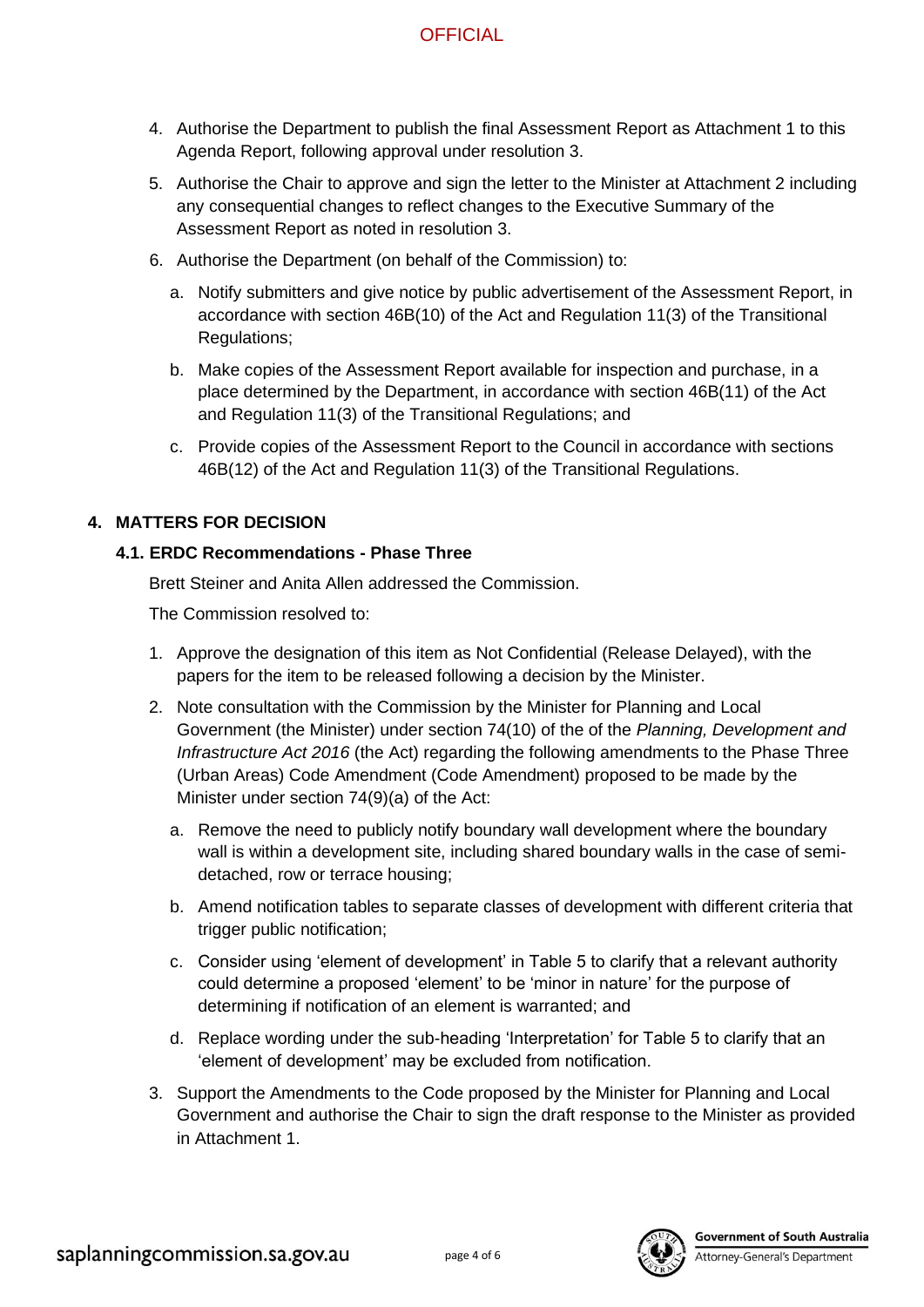4. Authorise the Department to publish the final Assessment Report as Attachment 1 to this Agenda Report, following approval under resolution 3.
5. Authorise the Chair to approve and sign the letter to the Minister at Attachment 2 including any consequential changes to reflect changes to the Executive Summary of the Assessment Report as noted in resolution 3.
6. Authorise the Department (on behalf of the Commission) to:
   a. Notify submitters and give notice by public advertisement of the Assessment Report, in accordance with section 46B(10) of the Act and Regulation 11(3) of the Transitional Regulations;
   b. Make copies of the Assessment Report available for inspection and purchase, in a place determined by the Department, in accordance with section 46B(11) of the Act and Regulation 11(3) of the Transitional Regulations; and
   c. Provide copies of the Assessment Report to the Council in accordance with sections 46B(12) of the Act and Regulation 11(3) of the Transitional Regulations.

## 4. MATTERS FOR DECISION

### 4.1. ERDC Recommendations - Phase Three

Brett Steiner and Anita Allen addressed the Commission.

The Commission resolved to:

1. Approve the designation of this item as Not Confidential (Release Delayed), with the papers for the item to be released following a decision by the Minister.
2. Note consultation with the Commission by the Minister for Planning and Local Government (the Minister) under section 74(10) of the of the *Planning, Development and Infrastructure Act 2016* (the Act) regarding the following amendments to the Phase Three (Urban Areas) Code Amendment (Code Amendment) proposed to be made by the Minister under section 74(9)(a) of the Act:
   a. Remove the need to publicly notify boundary wall development where the boundary wall is within a development site, including shared boundary walls in the case of semi-detached, row or terrace housing;
   b. Amend notification tables to separate classes of development with different criteria that trigger public notification;
   c. Consider using 'element of development' in Table 5 to clarify that a relevant authority could determine a proposed 'element' to be 'minor in nature' for the purpose of determining if notification of an element is warranted; and
   d. Replace wording under the sub-heading 'Interpretation' for Table 5 to clarify that an 'element of development' may be excluded from notification.
3. Support the Amendments to the Code proposed by the Minister for Planning and Local Government and authorise the Chair to sign the draft response to the Minister as provided in Attachment 1.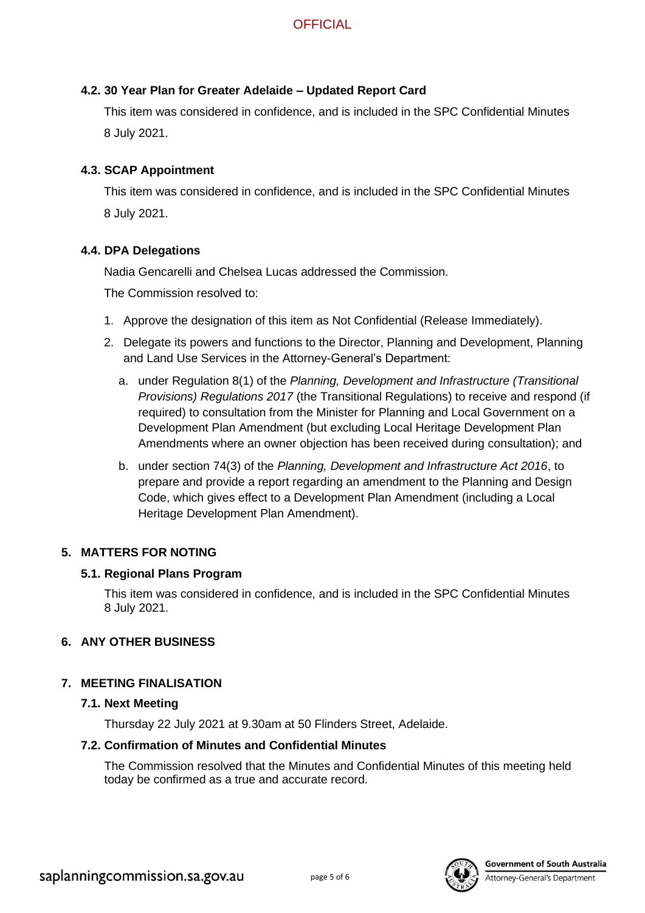### 4.2. 30 Year Plan for Greater Adelaide – Updated Report Card

This item was considered in confidence, and is included in the SPC Confidential Minutes 8 July 2021.

### 4.3. SCAP Appointment

This item was considered in confidence, and is included in the SPC Confidential Minutes 8 July 2021.

### 4.4. DPA Delegations

Nadia Gencarelli and Chelsea Lucas addressed the Commission.

The Commission resolved to:

1. Approve the designation of this item as Not Confidential (Release Immediately).
2. Delegate its powers and functions to the Director, Planning and Development, Planning and Land Use Services in the Attorney-General's Department:
   a. under Regulation 8(1) of the *Planning, Development and Infrastructure (Transitional Provisions) Regulations 2017* (the Transitional Regulations) to receive and respond (if required) to consultation from the Minister for Planning and Local Government on a Development Plan Amendment (but excluding Local Heritage Development Plan Amendments where an owner objection has been received during consultation); and
   b. under section 74(3) of the *Planning, Development and Infrastructure Act 2016*, to prepare and provide a report regarding an amendment to the Planning and Design Code, which gives effect to a Development Plan Amendment (including a Local Heritage Development Plan Amendment).

## 5. MATTERS FOR NOTING

### 5.1. Regional Plans Program

This item was considered in confidence, and is included in the SPC Confidential Minutes 8 July 2021.

## 6. ANY OTHER BUSINESS

## 7. MEETING FINALISATION

### 7.1. Next Meeting

Thursday 22 July 2021 at 9.30am at 50 Flinders Street, Adelaide.

### 7.2. Confirmation of Minutes and Confidential Minutes

The Commission resolved that the Minutes and Confidential Minutes of this meeting held today be confirmed as a true and accurate record.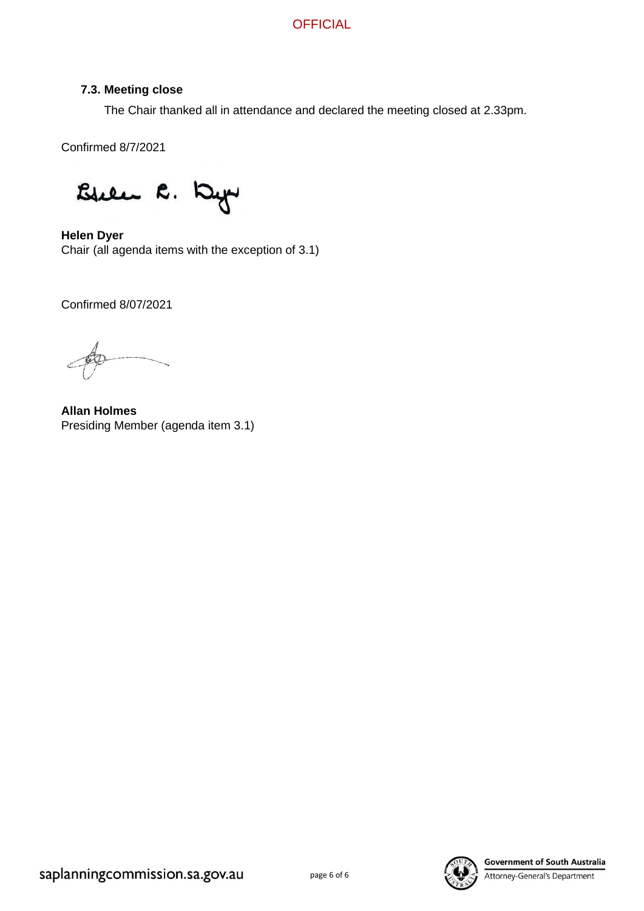### 7.3. Meeting close

The Chair thanked all in attendance and declared the meeting closed at 2.33pm.

Confirmed 8/7/2021

**Helen Dyer**
Chair (all agenda items with the exception of 3.1)

Confirmed 8/07/2021

**Allan Holmes**
Presiding Member (agenda item 3.1)